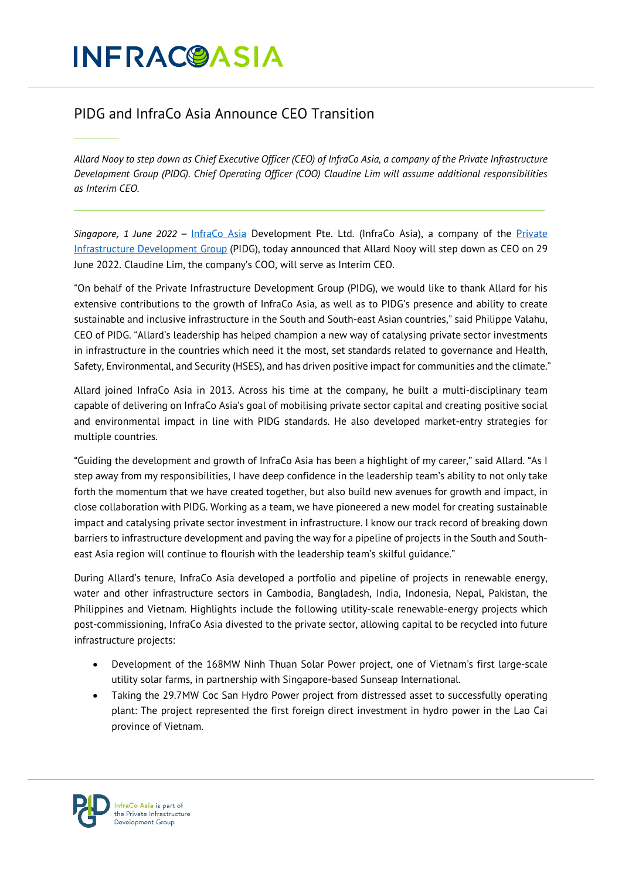# PIDG and InfraCo Asia Announce CEO Transition

*Allard Nooy to step down as Chief Executive Officer (CEO) of InfraCo Asia, a company of the Private Infrastructure Development Group (PIDG). Chief Operating Officer (COO) Claudine Lim will assume additional responsibilities as Interim CEO.*

---

*Singapore, 1 June 2022* – [InfraCo Asia](#) Development Pte. Ltd. (InfraCo Asia), a company of the [Private Infrastructure Development Group](#) (PIDG), today announced that Allard Nooy will step down as CEO on 29 June 2022. Claudine Lim, the company's COO, will serve as Interim CEO.

"On behalf of the Private Infrastructure Development Group (PIDG), we would like to thank Allard for his extensive contributions to the growth of InfraCo Asia, as well as to PIDG's presence and ability to create sustainable and inclusive infrastructure in the South and South-east Asian countries," said Philippe Valahu, CEO of PIDG. "Allard's leadership has helped champion a new way of catalysing private sector investments in infrastructure in the countries which need it the most, set standards related to governance and Health, Safety, Environmental, and Security (HSES), and has driven positive impact for communities and the climate."

Allard joined InfraCo Asia in 2013. Across his time at the company, he built a multi-disciplinary team capable of delivering on InfraCo Asia's goal of mobilising private sector capital and creating positive social and environmental impact in line with PIDG standards. He also developed market-entry strategies for multiple countries.

"Guiding the development and growth of InfraCo Asia has been a highlight of my career," said Allard. "As I step away from my responsibilities, I have deep confidence in the leadership team's ability to not only take forth the momentum that we have created together, but also build new avenues for growth and impact, in close collaboration with PIDG. Working as a team, we have pioneered a new model for creating sustainable impact and catalysing private sector investment in infrastructure. I know our track record of breaking down barriers to infrastructure development and paving the way for a pipeline of projects in the South and South-east Asia region will continue to flourish with the leadership team's skilful guidance."

During Allard's tenure, InfraCo Asia developed a portfolio and pipeline of projects in renewable energy, water and other infrastructure sectors in Cambodia, Bangladesh, India, Indonesia, Nepal, Pakistan, the Philippines and Vietnam. Highlights include the following utility-scale renewable-energy projects which post-commissioning, InfraCo Asia divested to the private sector, allowing capital to be recycled into future infrastructure projects:

- Development of the 168MW Ninh Thuan Solar Power project, one of Vietnam's first large-scale utility solar farms, in partnership with Singapore-based Sunseap International.
- Taking the 29.7MW Coc San Hydro Power project from distressed asset to successfully operating plant: The project represented the first foreign direct investment in hydro power in the Lao Cai province of Vietnam.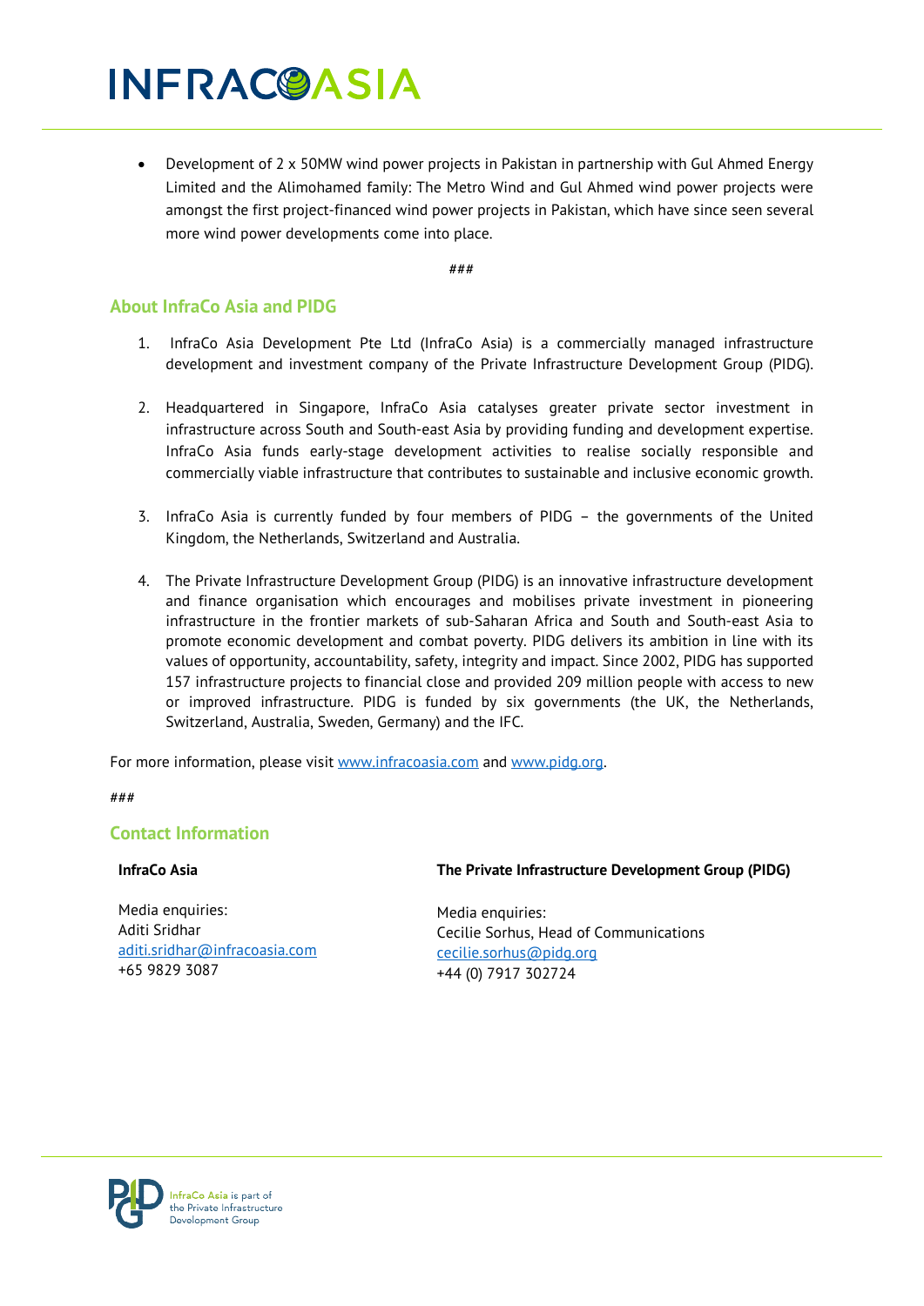- Development of 2 x 50MW wind power projects in Pakistan in partnership with Gul Ahmed Energy Limited and the Alimohamed family: The Metro Wind and Gul Ahmed wind power projects were amongst the first project-financed wind power projects in Pakistan, which have since seen several more wind power developments come into place.

###

## About InfraCo Asia and PIDG

1. InfraCo Asia Development Pte Ltd (InfraCo Asia) is a commercially managed infrastructure development and investment company of the Private Infrastructure Development Group (PIDG).

2. Headquartered in Singapore, InfraCo Asia catalyses greater private sector investment in infrastructure across South and South-east Asia by providing funding and development expertise. InfraCo Asia funds early-stage development activities to realise socially responsible and commercially viable infrastructure that contributes to sustainable and inclusive economic growth.

3. InfraCo Asia is currently funded by four members of PIDG – the governments of the United Kingdom, the Netherlands, Switzerland and Australia.

4. The Private Infrastructure Development Group (PIDG) is an innovative infrastructure development and finance organisation which encourages and mobilises private investment in pioneering infrastructure in the frontier markets of sub-Saharan Africa and South and South-east Asia to promote economic development and combat poverty. PIDG delivers its ambition in line with its values of opportunity, accountability, safety, integrity and impact. Since 2002, PIDG has supported 157 infrastructure projects to financial close and provided 209 million people with access to new or improved infrastructure. PIDG is funded by six governments (the UK, the Netherlands, Switzerland, Australia, Sweden, Germany) and the IFC.

For more information, please visit www.infracoasia.com and www.pidg.org.

###

## Contact Information

**InfraCo Asia**

Media enquiries:
Aditi Sridhar
aditi.sridhar@infracoasia.com
+65 9829 3087

**The Private Infrastructure Development Group (PIDG)**

Media enquiries:
Cecilie Sorhus, Head of Communications
cecilie.sorhus@pidg.org
+44 (0) 7917 302724